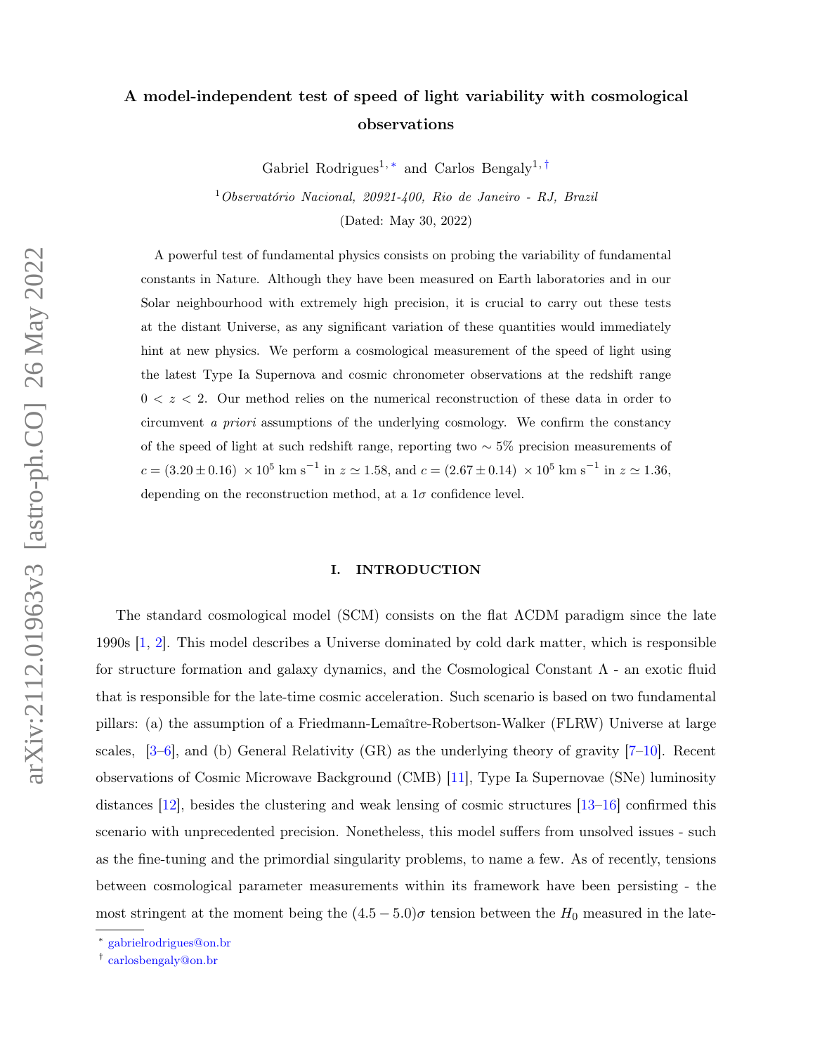# A model-independent test of speed of light variability with cosmological observations

Gabriel Rodrigues[1,*] and Carlos Bengaly[1,†]

[1] *Observatório Nacional, 20921-400, Rio de Janeiro - RJ, Brazil*

(Dated: May 30, 2022)

A powerful test of fundamental physics consists on probing the variability of fundamental constants in Nature. Although they have been measured on Earth laboratories and in our Solar neighbourhood with extremely high precision, it is crucial to carry out these tests at the distant Universe, as any significant variation of these quantities would immediately hint at new physics. We perform a cosmological measurement of the speed of light using the latest Type Ia Supernova and cosmic chronometer observations at the redshift range $0 < z < 2$. Our method relies on the numerical reconstruction of these data in order to circumvent *a priori* assumptions of the underlying cosmology. We confirm the constancy of the speed of light at such redshift range, reporting two $\sim 5\%$ precision measurements of $c = (3.20 \pm 0.16) \times 10^5$ km s$^{-1}$ in $z \simeq 1.58$, and $c = (2.67 \pm 0.14) \times 10^5$ km s$^{-1}$ in $z \simeq 1.36$, depending on the reconstruction method, at a $1\sigma$ confidence level.

## I. INTRODUCTION

The standard cosmological model (SCM) consists on the flat ΛCDM paradigm since the late 1990s [1, 2]. This model describes a Universe dominated by cold dark matter, which is responsible for structure formation and galaxy dynamics, and the Cosmological Constant Λ - an exotic fluid that is responsible for the late-time cosmic acceleration. Such scenario is based on two fundamental pillars: (a) the assumption of a Friedmann-Lemaître-Robertson-Walker (FLRW) Universe at large scales, [3–6], and (b) General Relativity (GR) as the underlying theory of gravity [7–10]. Recent observations of Cosmic Microwave Background (CMB) [11], Type Ia Supernovae (SNe) luminosity distances [12], besides the clustering and weak lensing of cosmic structures [13–16] confirmed this scenario with unprecedented precision. Nonetheless, this model suffers from unsolved issues - such as the fine-tuning and the primordial singularity problems, to name a few. As of recently, tensions between cosmological parameter measurements within its framework have been persisting - the most stringent at the moment being the $(4.5 - 5.0)\sigma$ tension between the $H_0$ measured in the late-

* gabrielrodrigues@on.br

† carlosbengaly@on.br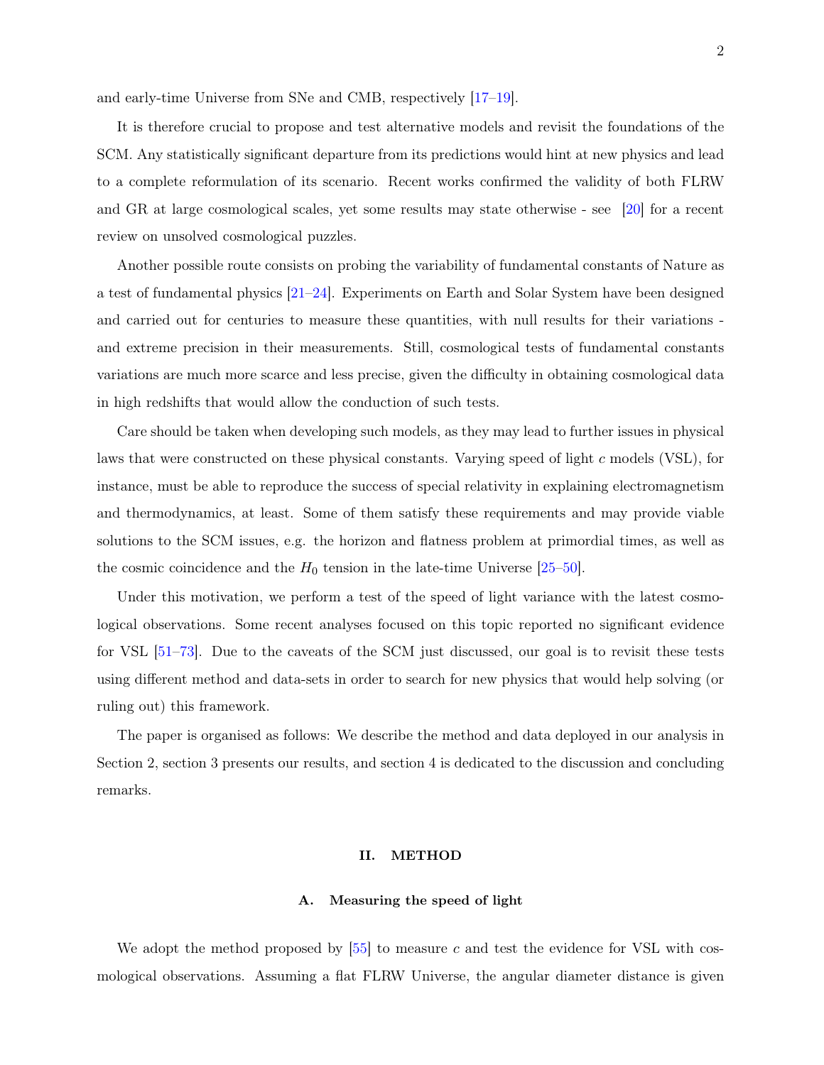and early-time Universe from SNe and CMB, respectively [17–19].

It is therefore crucial to propose and test alternative models and revisit the foundations of the SCM. Any statistically significant departure from its predictions would hint at new physics and lead to a complete reformulation of its scenario. Recent works confirmed the validity of both FLRW and GR at large cosmological scales, yet some results may state otherwise - see [20] for a recent review on unsolved cosmological puzzles.

Another possible route consists on probing the variability of fundamental constants of Nature as a test of fundamental physics [21–24]. Experiments on Earth and Solar System have been designed and carried out for centuries to measure these quantities, with null results for their variations - and extreme precision in their measurements. Still, cosmological tests of fundamental constants variations are much more scarce and less precise, given the difficulty in obtaining cosmological data in high redshifts that would allow the conduction of such tests.

Care should be taken when developing such models, as they may lead to further issues in physical laws that were constructed on these physical constants. Varying speed of light $c$ models (VSL), for instance, must be able to reproduce the success of special relativity in explaining electromagnetism and thermodynamics, at least. Some of them satisfy these requirements and may provide viable solutions to the SCM issues, e.g. the horizon and flatness problem at primordial times, as well as the cosmic coincidence and the $H_0$ tension in the late-time Universe [25–50].

Under this motivation, we perform a test of the speed of light variance with the latest cosmological observations. Some recent analyses focused on this topic reported no significant evidence for VSL [51–73]. Due to the caveats of the SCM just discussed, our goal is to revisit these tests using different method and data-sets in order to search for new physics that would help solving (or ruling out) this framework.

The paper is organised as follows: We describe the method and data deployed in our analysis in Section 2, section 3 presents our results, and section 4 is dedicated to the discussion and concluding remarks.

## II. METHOD

### A. Measuring the speed of light

We adopt the method proposed by [55] to measure $c$ and test the evidence for VSL with cosmological observations. Assuming a flat FLRW Universe, the angular diameter distance is given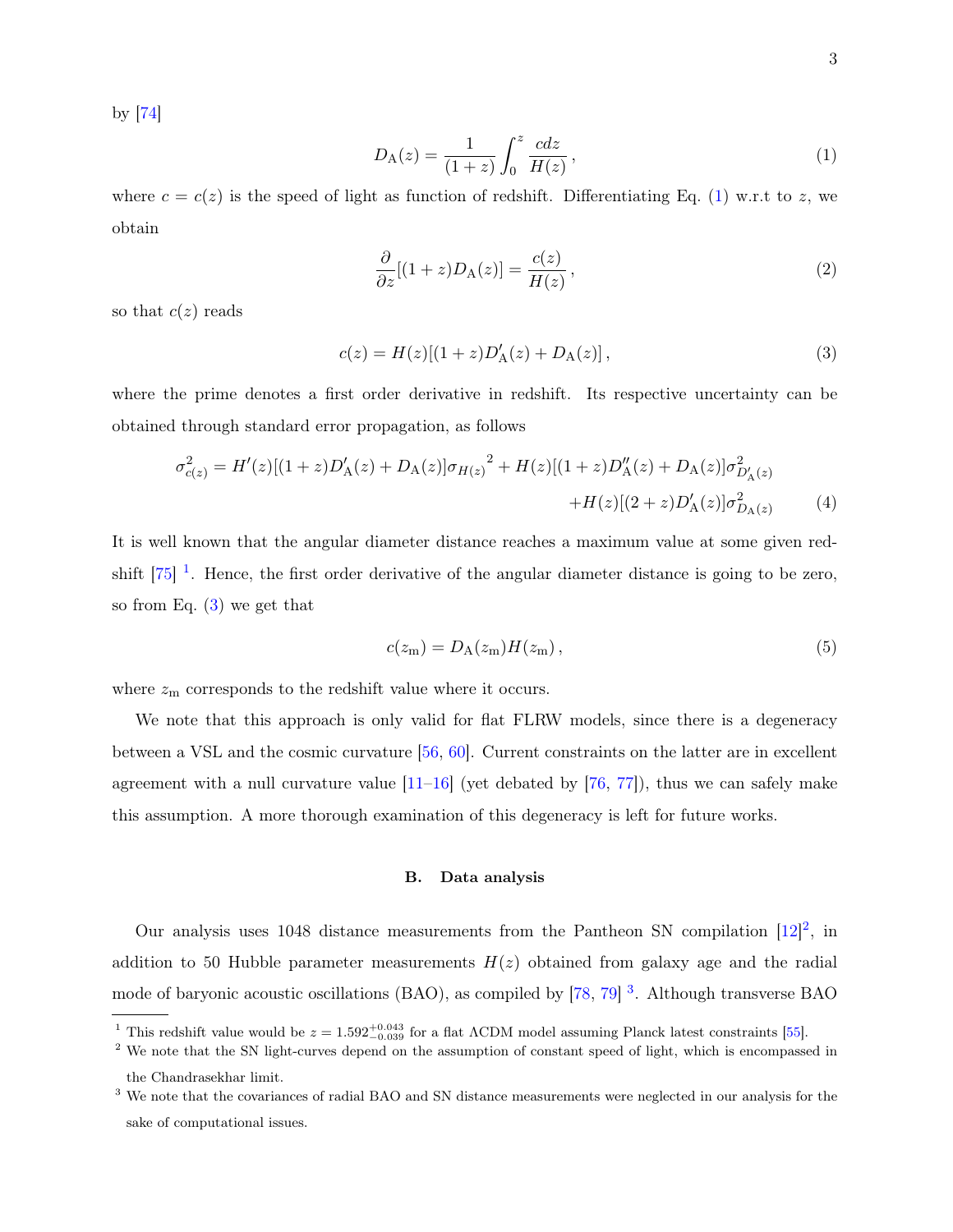by [74]

$$D_{\rm A}(z) = \frac{1}{(1+z)} \int_0^z \frac{c dz}{H(z)} \,, \tag{1}$$

where $c = c(z)$ is the speed of light as function of redshift. Differentiating Eq. (1) w.r.t to $z$, we obtain

$$\frac{\partial}{\partial z}[(1+z)D_{\rm A}(z)] = \frac{c(z)}{H(z)} \,, \tag{2}$$

so that $c(z)$ reads

$$c(z) = H(z)[(1+z)D'_{\rm A}(z) + D_{\rm A}(z)] \,, \tag{3}$$

where the prime denotes a first order derivative in redshift. Its respective uncertainty can be obtained through standard error propagation, as follows

$$\sigma^2_{c(z)} = H'(z)[(1+z)D'_{\rm A}(z) + D_{\rm A}(z)]\sigma_{H(z)}{}^2 + H(z)[(1+z)D''_{\rm A}(z) + D_{\rm A}(z)]\sigma^2_{D'_{\rm A}(z)} + H(z)[(2+z)D'_{\rm A}(z)]\sigma^2_{D_{\rm A}(z)} \tag{4}$$

It is well known that the angular diameter distance reaches a maximum value at some given redshift [75] [1]. Hence, the first order derivative of the angular diameter distance is going to be zero, so from Eq. (3) we get that

$$c(z_{\rm m}) = D_{\rm A}(z_{\rm m})H(z_{\rm m}) \,, \tag{5}$$

where $z_{\rm m}$ corresponds to the redshift value where it occurs.

We note that this approach is only valid for flat FLRW models, since there is a degeneracy between a VSL and the cosmic curvature [56, 60]. Current constraints on the latter are in excellent agreement with a null curvature value [11–16] (yet debated by [76, 77]), thus we can safely make this assumption. A more thorough examination of this degeneracy is left for future works.

### B. Data analysis

Our analysis uses 1048 distance measurements from the Pantheon SN compilation [12][2], in addition to 50 Hubble parameter measurements $H(z)$ obtained from galaxy age and the radial mode of baryonic acoustic oscillations (BAO), as compiled by [78, 79] [3]. Although transverse BAO

---

[1] This redshift value would be $z = 1.592^{+0.043}_{-0.039}$ for a flat ΛCDM model assuming Planck latest constraints [55].

[2] We note that the SN light-curves depend on the assumption of constant speed of light, which is encompassed in the Chandrasekhar limit.

[3] We note that the covariances of radial BAO and SN distance measurements were neglected in our analysis for the sake of computational issues.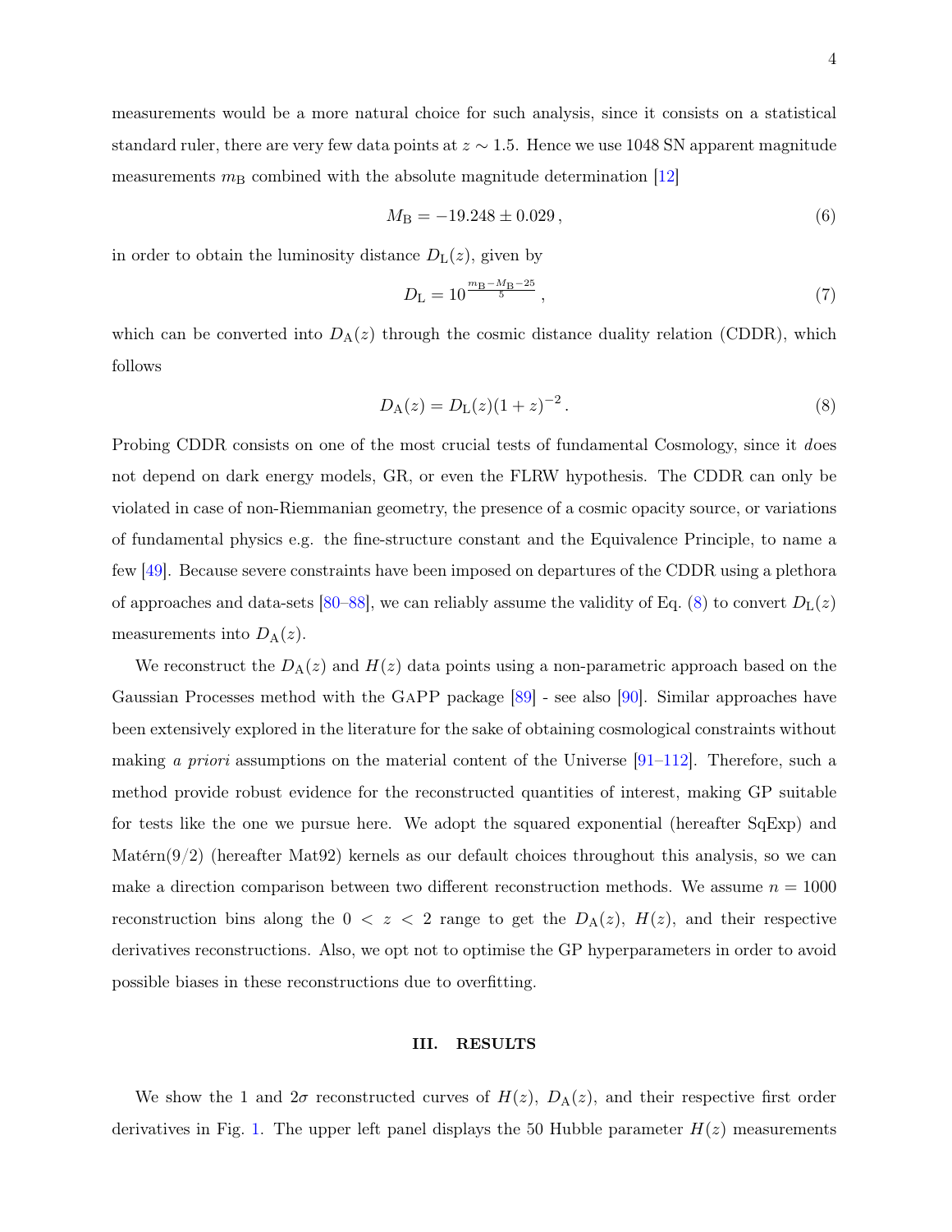measurements would be a more natural choice for such analysis, since it consists on a statistical standard ruler, there are very few data points at $z \sim 1.5$. Hence we use 1048 SN apparent magnitude measurements $m_{\rm B}$ combined with the absolute magnitude determination [12]

$$M_{\rm B} = -19.248 \pm 0.029\,, \tag{6}$$

in order to obtain the luminosity distance $D_{\rm L}(z)$, given by

$$D_{\rm L} = 10^{\frac{m_{\rm B} - M_{\rm B} - 25}{5}}\,, \tag{7}$$

which can be converted into $D_{\rm A}(z)$ through the cosmic distance duality relation (CDDR), which follows

$$D_{\rm A}(z) = D_{\rm L}(z)(1+z)^{-2}\,. \tag{8}$$

Probing CDDR consists on one of the most crucial tests of fundamental Cosmology, since it *d*oes not depend on dark energy models, GR, or even the FLRW hypothesis. The CDDR can only be violated in case of non-Riemmanian geometry, the presence of a cosmic opacity source, or variations of fundamental physics e.g. the fine-structure constant and the Equivalence Principle, to name a few [49]. Because severe constraints have been imposed on departures of the CDDR using a plethora of approaches and data-sets [80–88], we can reliably assume the validity of Eq. (8) to convert $D_{\rm L}(z)$ measurements into $D_{\rm A}(z)$.

We reconstruct the $D_{\rm A}(z)$ and $H(z)$ data points using a non-parametric approach based on the Gaussian Processes method with the GaPP package [89] - see also [90]. Similar approaches have been extensively explored in the literature for the sake of obtaining cosmological constraints without making *a priori* assumptions on the material content of the Universe [91–112]. Therefore, such a method provide robust evidence for the reconstructed quantities of interest, making GP suitable for tests like the one we pursue here. We adopt the squared exponential (hereafter SqExp) and Matérn(9/2) (hereafter Mat92) kernels as our default choices throughout this analysis, so we can make a direction comparison between two different reconstruction methods. We assume $n = 1000$ reconstruction bins along the $0 < z < 2$ range to get the $D_{\rm A}(z)$, $H(z)$, and their respective derivatives reconstructions. Also, we opt not to optimise the GP hyperparameters in order to avoid possible biases in these reconstructions due to overfitting.

## III. RESULTS

We show the 1 and $2\sigma$ reconstructed curves of $H(z)$, $D_{\rm A}(z)$, and their respective first order derivatives in Fig. 1. The upper left panel displays the 50 Hubble parameter $H(z)$ measurements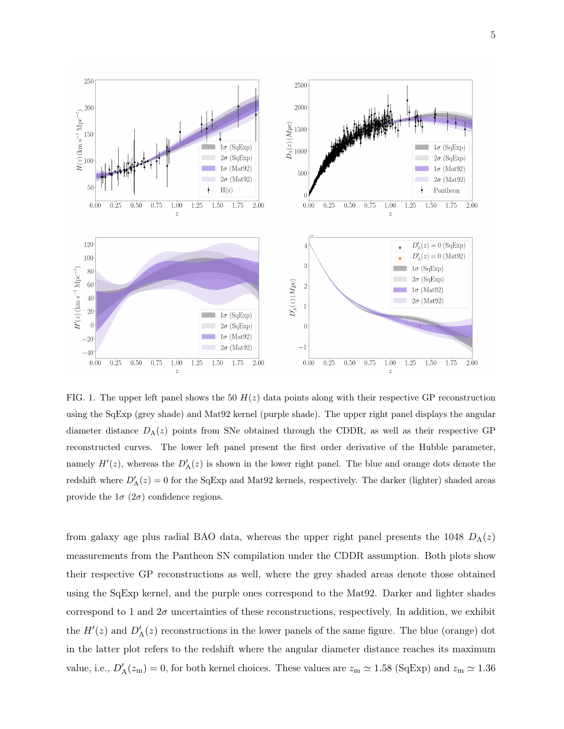FIG. 1. The upper left panel shows the 50 $H(z)$ data points along with their respective GP reconstruction using the SqExp (grey shade) and Mat92 kernel (purple shade). The upper right panel displays the angular diameter distance $D_{\rm A}(z)$ points from SNe obtained through the CDDR, as well as their respective GP reconstructed curves. The lower left panel present the first order derivative of the Hubble parameter, namely $H'(z)$, whereas the $D'_{\rm A}(z)$ is shown in the lower right panel. The blue and orange dots denote the redshift where $D'_{\rm A}(z) = 0$ for the SqExp and Mat92 kernels, respectively. The darker (lighter) shaded areas provide the $1\sigma$ ($2\sigma$) confidence regions.

from galaxy age plus radial BAO data, whereas the upper right panel presents the 1048 $D_{\rm A}(z)$ measurements from the Pantheon SN compilation under the CDDR assumption. Both plots show their respective GP reconstructions as well, where the grey shaded areas denote those obtained using the SqExp kernel, and the purple ones correspond to the Mat92. Darker and lighter shades correspond to 1 and $2\sigma$ uncertainties of these reconstructions, respectively. In addition, we exhibit the $H'(z)$ and $D'_{\rm A}(z)$ reconstructions in the lower panels of the same figure. The blue (orange) dot in the latter plot refers to the redshift where the angular diameter distance reaches its maximum value, i.e., $D'_{\rm A}(z_{\rm m}) = 0$, for both kernel choices. These values are $z_{\rm m} \simeq 1.58$ (SqExp) and $z_{\rm m} \simeq 1.36$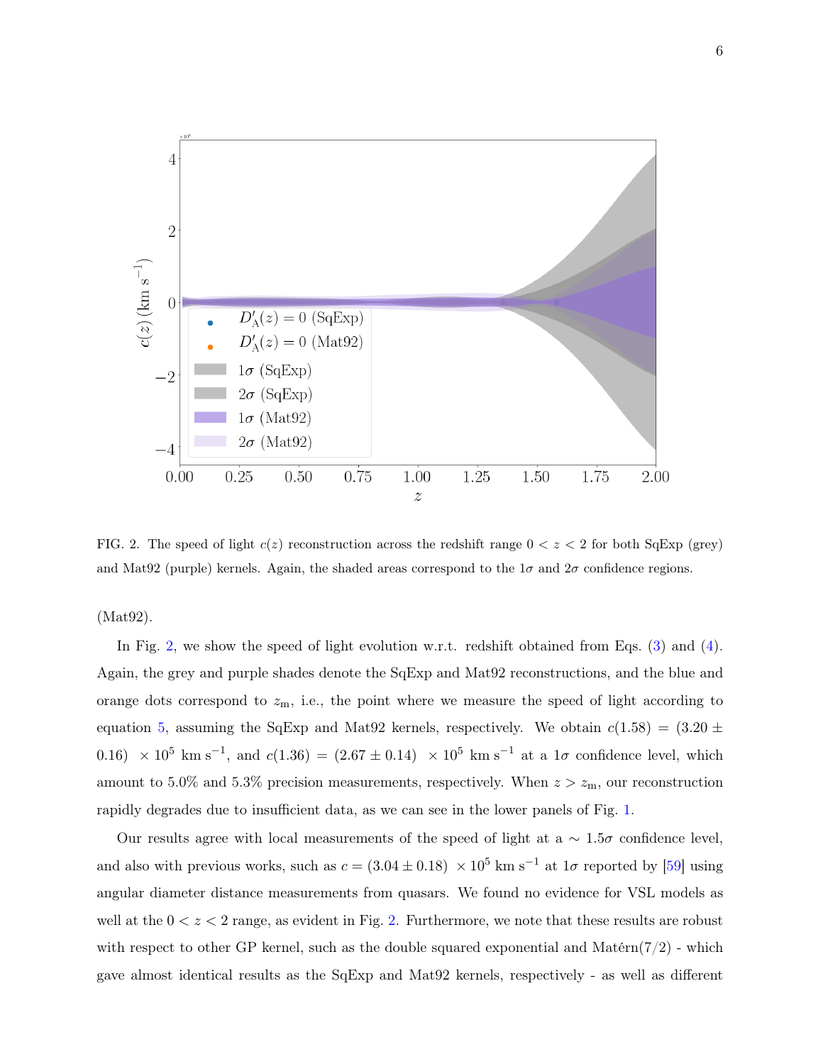FIG. 2. The speed of light $c(z)$ reconstruction across the redshift range $0 < z < 2$ for both SqExp (grey) and Mat92 (purple) kernels. Again, the shaded areas correspond to the $1\sigma$ and $2\sigma$ confidence regions.

(Mat92).

In Fig. 2, we show the speed of light evolution w.r.t. redshift obtained from Eqs. (3) and (4). Again, the grey and purple shades denote the SqExp and Mat92 reconstructions, and the blue and orange dots correspond to $z_{\rm m}$, i.e., the point where we measure the speed of light according to equation 5, assuming the SqExp and Mat92 kernels, respectively. We obtain $c(1.58) = (3.20 \pm 0.16) \times 10^5$ km s$^{-1}$, and $c(1.36) = (2.67 \pm 0.14) \times 10^5$ km s$^{-1}$ at a $1\sigma$ confidence level, which amount to 5.0% and 5.3% precision measurements, respectively. When $z > z_{\rm m}$, our reconstruction rapidly degrades due to insufficient data, as we can see in the lower panels of Fig. 1.

Our results agree with local measurements of the speed of light at a $\sim 1.5\sigma$ confidence level, and also with previous works, such as $c = (3.04 \pm 0.18) \times 10^5$ km s$^{-1}$ at $1\sigma$ reported by [59] using angular diameter distance measurements from quasars. We found no evidence for VSL models as well at the $0 < z < 2$ range, as evident in Fig. 2. Furthermore, we note that these results are robust with respect to other GP kernel, such as the double squared exponential and Matérn(7/2) - which gave almost identical results as the SqExp and Mat92 kernels, respectively - as well as different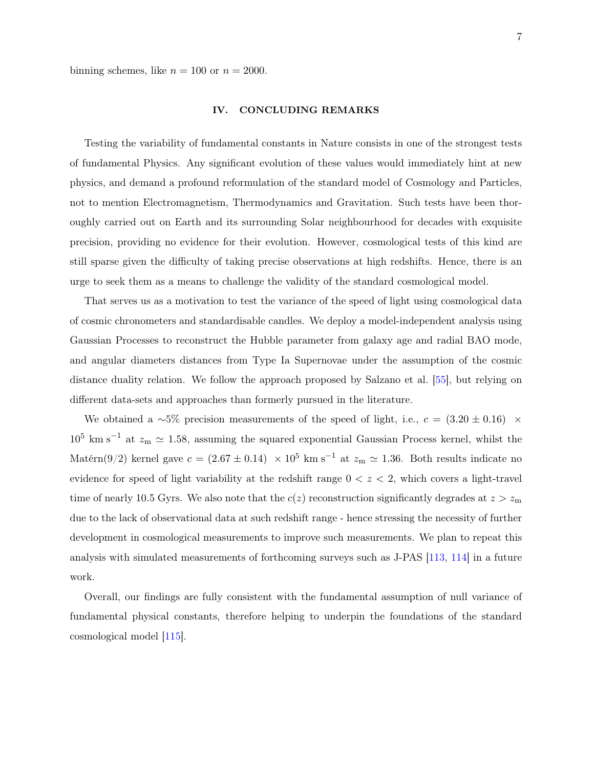binning schemes, like $n = 100$ or $n = 2000$.

## IV. CONCLUDING REMARKS

Testing the variability of fundamental constants in Nature consists in one of the strongest tests of fundamental Physics. Any significant evolution of these values would immediately hint at new physics, and demand a profound reformulation of the standard model of Cosmology and Particles, not to mention Electromagnetism, Thermodynamics and Gravitation. Such tests have been thoroughly carried out on Earth and its surrounding Solar neighbourhood for decades with exquisite precision, providing no evidence for their evolution. However, cosmological tests of this kind are still sparse given the difficulty of taking precise observations at high redshifts. Hence, there is an urge to seek them as a means to challenge the validity of the standard cosmological model.

That serves us as a motivation to test the variance of the speed of light using cosmological data of cosmic chronometers and standardisable candles. We deploy a model-independent analysis using Gaussian Processes to reconstruct the Hubble parameter from galaxy age and radial BAO mode, and angular diameters distances from Type Ia Supernovae under the assumption of the cosmic distance duality relation. We follow the approach proposed by Salzano et al. [55], but relying on different data-sets and approaches than formerly pursued in the literature.

We obtained a $\sim$5% precision measurements of the speed of light, i.e., $c = (3.20 \pm 0.16) \times 10^5$ km s$^{-1}$ at $z_\mathrm{m} \simeq 1.58$, assuming the squared exponential Gaussian Process kernel, whilst the Matérn(9/2) kernel gave $c = (2.67 \pm 0.14) \times 10^5$ km s$^{-1}$ at $z_\mathrm{m} \simeq 1.36$. Both results indicate no evidence for speed of light variability at the redshift range $0 < z < 2$, which covers a light-travel time of nearly 10.5 Gyrs. We also note that the $c(z)$ reconstruction significantly degrades at $z > z_\mathrm{m}$ due to the lack of observational data at such redshift range - hence stressing the necessity of further development in cosmological measurements to improve such measurements. We plan to repeat this analysis with simulated measurements of forthcoming surveys such as J-PAS [113, 114] in a future work.

Overall, our findings are fully consistent with the fundamental assumption of null variance of fundamental physical constants, therefore helping to underpin the foundations of the standard cosmological model [115].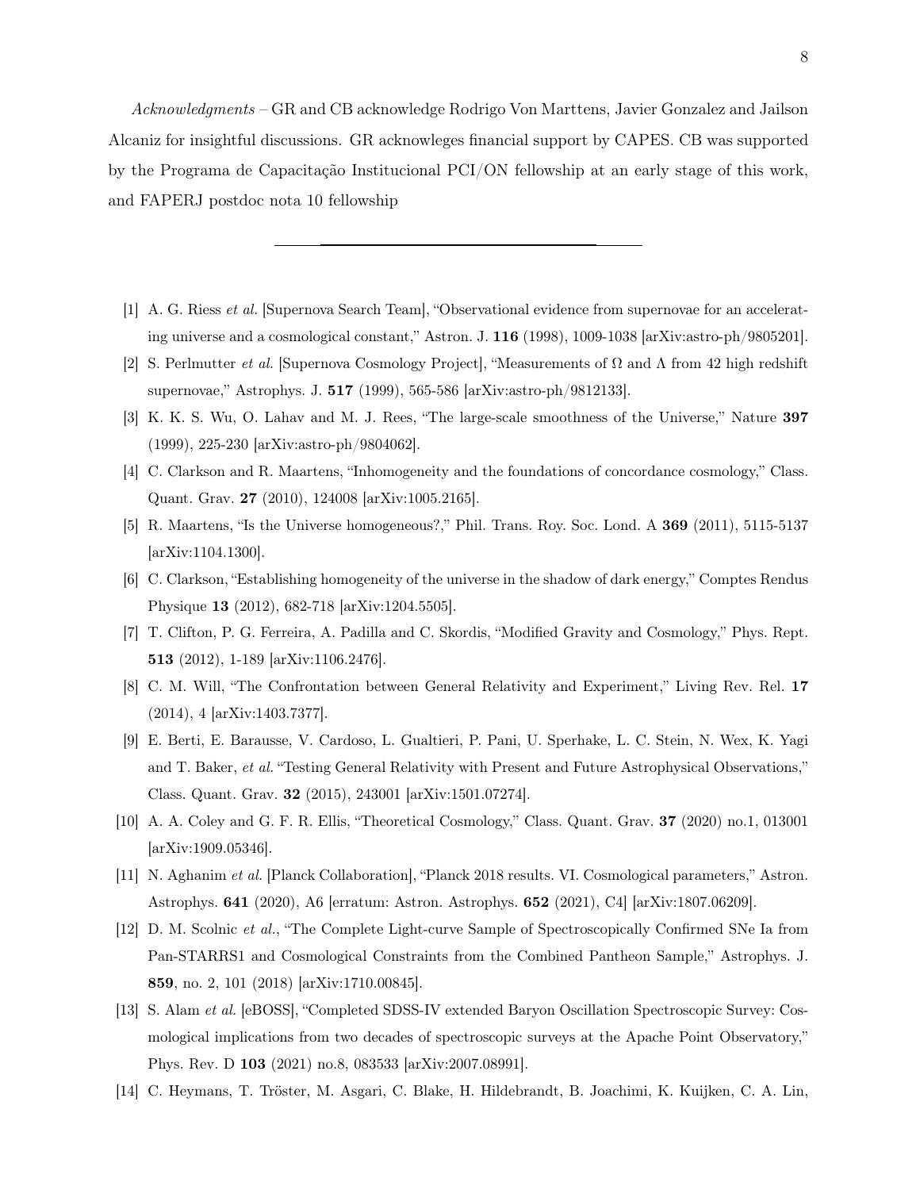*Acknowledgments* – GR and CB acknowledge Rodrigo Von Marttens, Javier Gonzalez and Jailson Alcaniz for insightful discussions. GR acknowleges financial support by CAPES. CB was supported by the Programa de Capacitação Institucional PCI/ON fellowship at an early stage of this work, and FAPERJ postdoc nota 10 fellowship

---

[1] A. G. Riess *et al.* [Supernova Search Team], "Observational evidence from supernovae for an accelerating universe and a cosmological constant," Astron. J. **116** (1998), 1009-1038 [arXiv:astro-ph/9805201].

[2] S. Perlmutter *et al.* [Supernova Cosmology Project], "Measurements of $\Omega$ and $\Lambda$ from 42 high redshift supernovae," Astrophys. J. **517** (1999), 565-586 [arXiv:astro-ph/9812133].

[3] K. K. S. Wu, O. Lahav and M. J. Rees, "The large-scale smoothness of the Universe," Nature **397** (1999), 225-230 [arXiv:astro-ph/9804062].

[4] C. Clarkson and R. Maartens, "Inhomogeneity and the foundations of concordance cosmology," Class. Quant. Grav. **27** (2010), 124008 [arXiv:1005.2165].

[5] R. Maartens, "Is the Universe homogeneous?," Phil. Trans. Roy. Soc. Lond. A **369** (2011), 5115-5137 [arXiv:1104.1300].

[6] C. Clarkson, "Establishing homogeneity of the universe in the shadow of dark energy," Comptes Rendus Physique **13** (2012), 682-718 [arXiv:1204.5505].

[7] T. Clifton, P. G. Ferreira, A. Padilla and C. Skordis, "Modified Gravity and Cosmology," Phys. Rept. **513** (2012), 1-189 [arXiv:1106.2476].

[8] C. M. Will, "The Confrontation between General Relativity and Experiment," Living Rev. Rel. **17** (2014), 4 [arXiv:1403.7377].

[9] E. Berti, E. Barausse, V. Cardoso, L. Gualtieri, P. Pani, U. Sperhake, L. C. Stein, N. Wex, K. Yagi and T. Baker, *et al.* "Testing General Relativity with Present and Future Astrophysical Observations," Class. Quant. Grav. **32** (2015), 243001 [arXiv:1501.07274].

[10] A. A. Coley and G. F. R. Ellis, "Theoretical Cosmology," Class. Quant. Grav. **37** (2020) no.1, 013001 [arXiv:1909.05346].

[11] N. Aghanim *et al.* [Planck Collaboration], "Planck 2018 results. VI. Cosmological parameters," Astron. Astrophys. **641** (2020), A6 [erratum: Astron. Astrophys. **652** (2021), C4] [arXiv:1807.06209].

[12] D. M. Scolnic *et al.*, "The Complete Light-curve Sample of Spectroscopically Confirmed SNe Ia from Pan-STARRS1 and Cosmological Constraints from the Combined Pantheon Sample," Astrophys. J. **859**, no. 2, 101 (2018) [arXiv:1710.00845].

[13] S. Alam *et al.* [eBOSS], "Completed SDSS-IV extended Baryon Oscillation Spectroscopic Survey: Cosmological implications from two decades of spectroscopic surveys at the Apache Point Observatory," Phys. Rev. D **103** (2021) no.8, 083533 [arXiv:2007.08991].

[14] C. Heymans, T. Tröster, M. Asgari, C. Blake, H. Hildebrandt, B. Joachimi, K. Kuijken, C. A. Lin,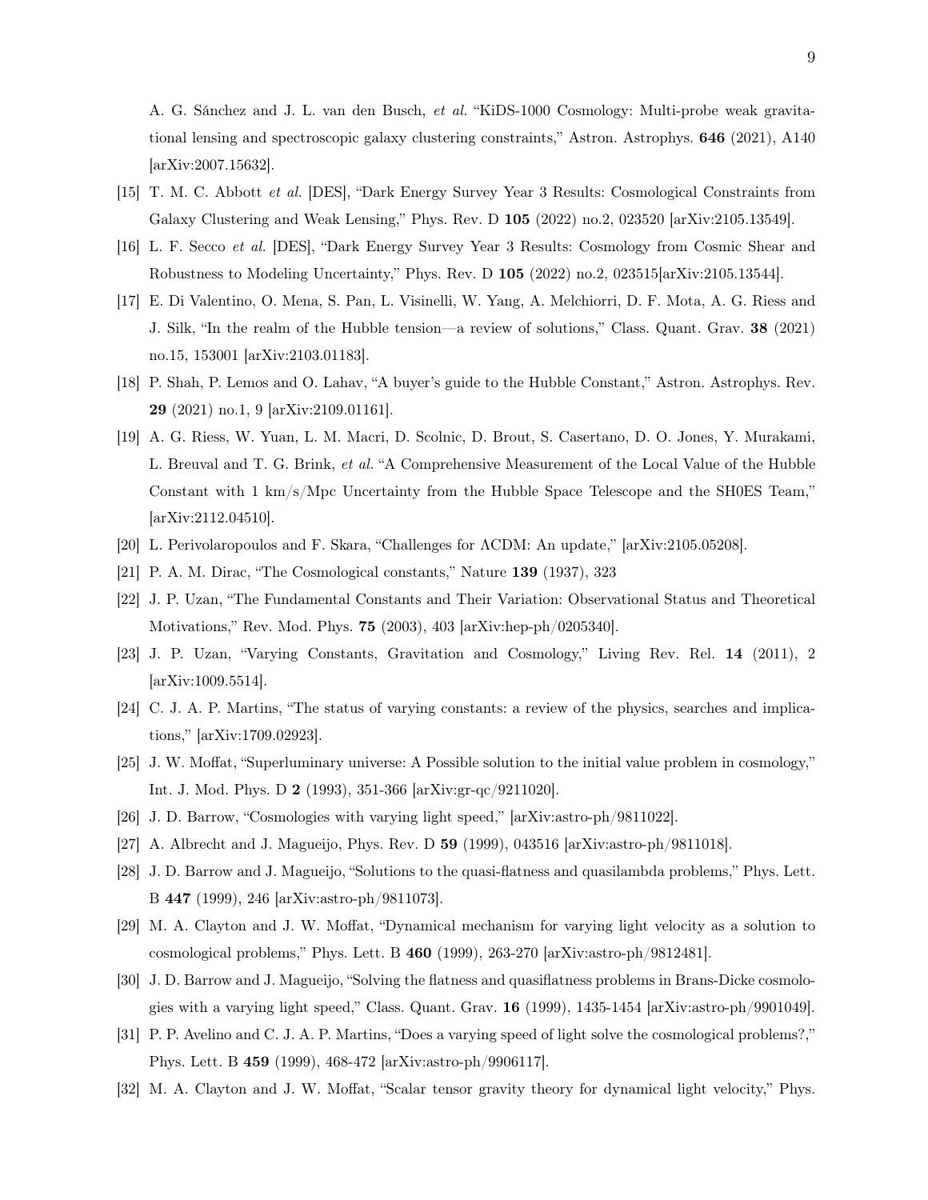A. G. Sánchez and J. L. van den Busch, *et al.* "KiDS-1000 Cosmology: Multi-probe weak gravitational lensing and spectroscopic galaxy clustering constraints," Astron. Astrophys. **646** (2021), A140 [arXiv:2007.15632].

[15] T. M. C. Abbott *et al.* [DES], "Dark Energy Survey Year 3 Results: Cosmological Constraints from Galaxy Clustering and Weak Lensing," Phys. Rev. D **105** (2022) no.2, 023520 [arXiv:2105.13549].

[16] L. F. Secco *et al.* [DES], "Dark Energy Survey Year 3 Results: Cosmology from Cosmic Shear and Robustness to Modeling Uncertainty," Phys. Rev. D **105** (2022) no.2, 023515[arXiv:2105.13544].

[17] E. Di Valentino, O. Mena, S. Pan, L. Visinelli, W. Yang, A. Melchiorri, D. F. Mota, A. G. Riess and J. Silk, "In the realm of the Hubble tension—a review of solutions," Class. Quant. Grav. **38** (2021) no.15, 153001 [arXiv:2103.01183].

[18] P. Shah, P. Lemos and O. Lahav, "A buyer's guide to the Hubble Constant," Astron. Astrophys. Rev. **29** (2021) no.1, 9 [arXiv:2109.01161].

[19] A. G. Riess, W. Yuan, L. M. Macri, D. Scolnic, D. Brout, S. Casertano, D. O. Jones, Y. Murakami, L. Breuval and T. G. Brink, *et al.* "A Comprehensive Measurement of the Local Value of the Hubble Constant with 1 km/s/Mpc Uncertainty from the Hubble Space Telescope and the SH0ES Team," [arXiv:2112.04510].

[20] L. Perivolaropoulos and F. Skara, "Challenges for ΛCDM: An update," [arXiv:2105.05208].

[21] P. A. M. Dirac, "The Cosmological constants," Nature **139** (1937), 323

[22] J. P. Uzan, "The Fundamental Constants and Their Variation: Observational Status and Theoretical Motivations," Rev. Mod. Phys. **75** (2003), 403 [arXiv:hep-ph/0205340].

[23] J. P. Uzan, "Varying Constants, Gravitation and Cosmology," Living Rev. Rel. **14** (2011), 2 [arXiv:1009.5514].

[24] C. J. A. P. Martins, "The status of varying constants: a review of the physics, searches and implications," [arXiv:1709.02923].

[25] J. W. Moffat, "Superluminary universe: A Possible solution to the initial value problem in cosmology," Int. J. Mod. Phys. D **2** (1993), 351-366 [arXiv:gr-qc/9211020].

[26] J. D. Barrow, "Cosmologies with varying light speed," [arXiv:astro-ph/9811022].

[27] A. Albrecht and J. Magueijo, Phys. Rev. D **59** (1999), 043516 [arXiv:astro-ph/9811018].

[28] J. D. Barrow and J. Magueijo, "Solutions to the quasi-flatness and quasilambda problems," Phys. Lett. B **447** (1999), 246 [arXiv:astro-ph/9811073].

[29] M. A. Clayton and J. W. Moffat, "Dynamical mechanism for varying light velocity as a solution to cosmological problems," Phys. Lett. B **460** (1999), 263-270 [arXiv:astro-ph/9812481].

[30] J. D. Barrow and J. Magueijo, "Solving the flatness and quasiflatness problems in Brans-Dicke cosmologies with a varying light speed," Class. Quant. Grav. **16** (1999), 1435-1454 [arXiv:astro-ph/9901049].

[31] P. P. Avelino and C. J. A. P. Martins, "Does a varying speed of light solve the cosmological problems?," Phys. Lett. B **459** (1999), 468-472 [arXiv:astro-ph/9906117].

[32] M. A. Clayton and J. W. Moffat, "Scalar tensor gravity theory for dynamical light velocity," Phys.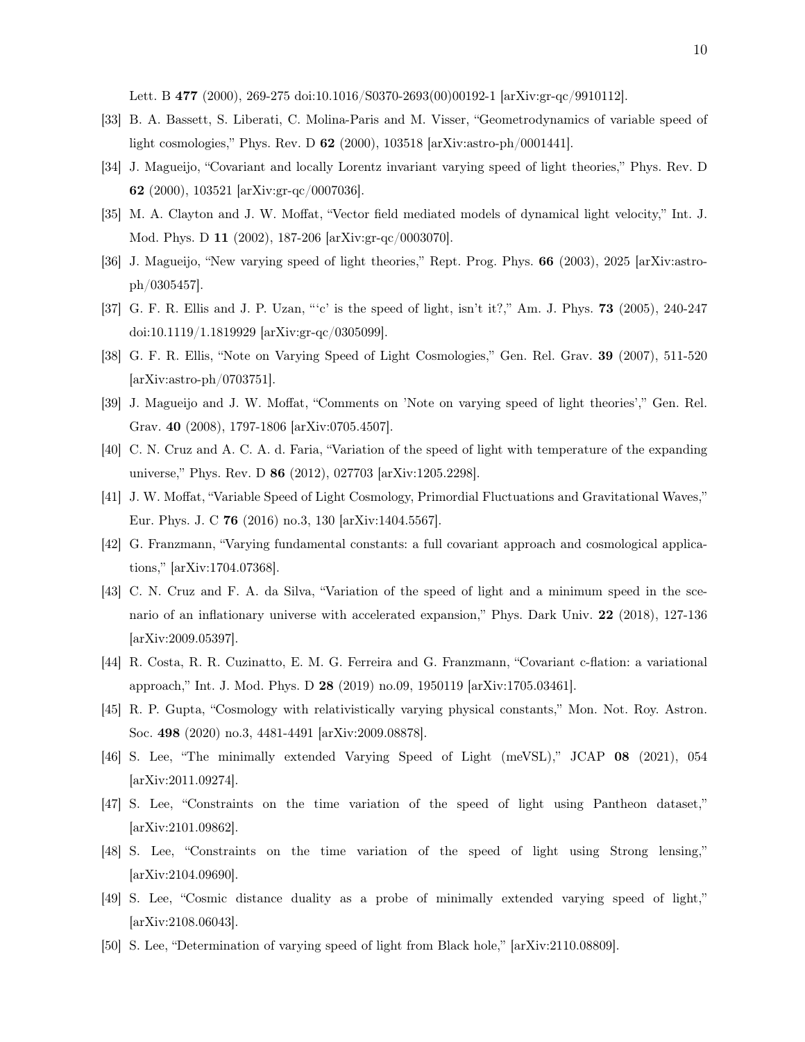Lett. B **477** (2000), 269-275 doi:10.1016/S0370-2693(00)00192-1 [arXiv:gr-qc/9910112].

[33] B. A. Bassett, S. Liberati, C. Molina-Paris and M. Visser, "Geometrodynamics of variable speed of light cosmologies," Phys. Rev. D **62** (2000), 103518 [arXiv:astro-ph/0001441].

[34] J. Magueijo, "Covariant and locally Lorentz invariant varying speed of light theories," Phys. Rev. D **62** (2000), 103521 [arXiv:gr-qc/0007036].

[35] M. A. Clayton and J. W. Moffat, "Vector field mediated models of dynamical light velocity," Int. J. Mod. Phys. D **11** (2002), 187-206 [arXiv:gr-qc/0003070].

[36] J. Magueijo, "New varying speed of light theories," Rept. Prog. Phys. **66** (2003), 2025 [arXiv:astro-ph/0305457].

[37] G. F. R. Ellis and J. P. Uzan, "'c' is the speed of light, isn't it?," Am. J. Phys. **73** (2005), 240-247 doi:10.1119/1.1819929 [arXiv:gr-qc/0305099].

[38] G. F. R. Ellis, "Note on Varying Speed of Light Cosmologies," Gen. Rel. Grav. **39** (2007), 511-520 [arXiv:astro-ph/0703751].

[39] J. Magueijo and J. W. Moffat, "Comments on 'Note on varying speed of light theories'," Gen. Rel. Grav. **40** (2008), 1797-1806 [arXiv:0705.4507].

[40] C. N. Cruz and A. C. A. d. Faria, "Variation of the speed of light with temperature of the expanding universe," Phys. Rev. D **86** (2012), 027703 [arXiv:1205.2298].

[41] J. W. Moffat, "Variable Speed of Light Cosmology, Primordial Fluctuations and Gravitational Waves," Eur. Phys. J. C **76** (2016) no.3, 130 [arXiv:1404.5567].

[42] G. Franzmann, "Varying fundamental constants: a full covariant approach and cosmological applications," [arXiv:1704.07368].

[43] C. N. Cruz and F. A. da Silva, "Variation of the speed of light and a minimum speed in the scenario of an inflationary universe with accelerated expansion," Phys. Dark Univ. **22** (2018), 127-136 [arXiv:2009.05397].

[44] R. Costa, R. R. Cuzinatto, E. M. G. Ferreira and G. Franzmann, "Covariant c-flation: a variational approach," Int. J. Mod. Phys. D **28** (2019) no.09, 1950119 [arXiv:1705.03461].

[45] R. P. Gupta, "Cosmology with relativistically varying physical constants," Mon. Not. Roy. Astron. Soc. **498** (2020) no.3, 4481-4491 [arXiv:2009.08878].

[46] S. Lee, "The minimally extended Varying Speed of Light (meVSL)," JCAP **08** (2021), 054 [arXiv:2011.09274].

[47] S. Lee, "Constraints on the time variation of the speed of light using Pantheon dataset," [arXiv:2101.09862].

[48] S. Lee, "Constraints on the time variation of the speed of light using Strong lensing," [arXiv:2104.09690].

[49] S. Lee, "Cosmic distance duality as a probe of minimally extended varying speed of light," [arXiv:2108.06043].

[50] S. Lee, "Determination of varying speed of light from Black hole," [arXiv:2110.08809].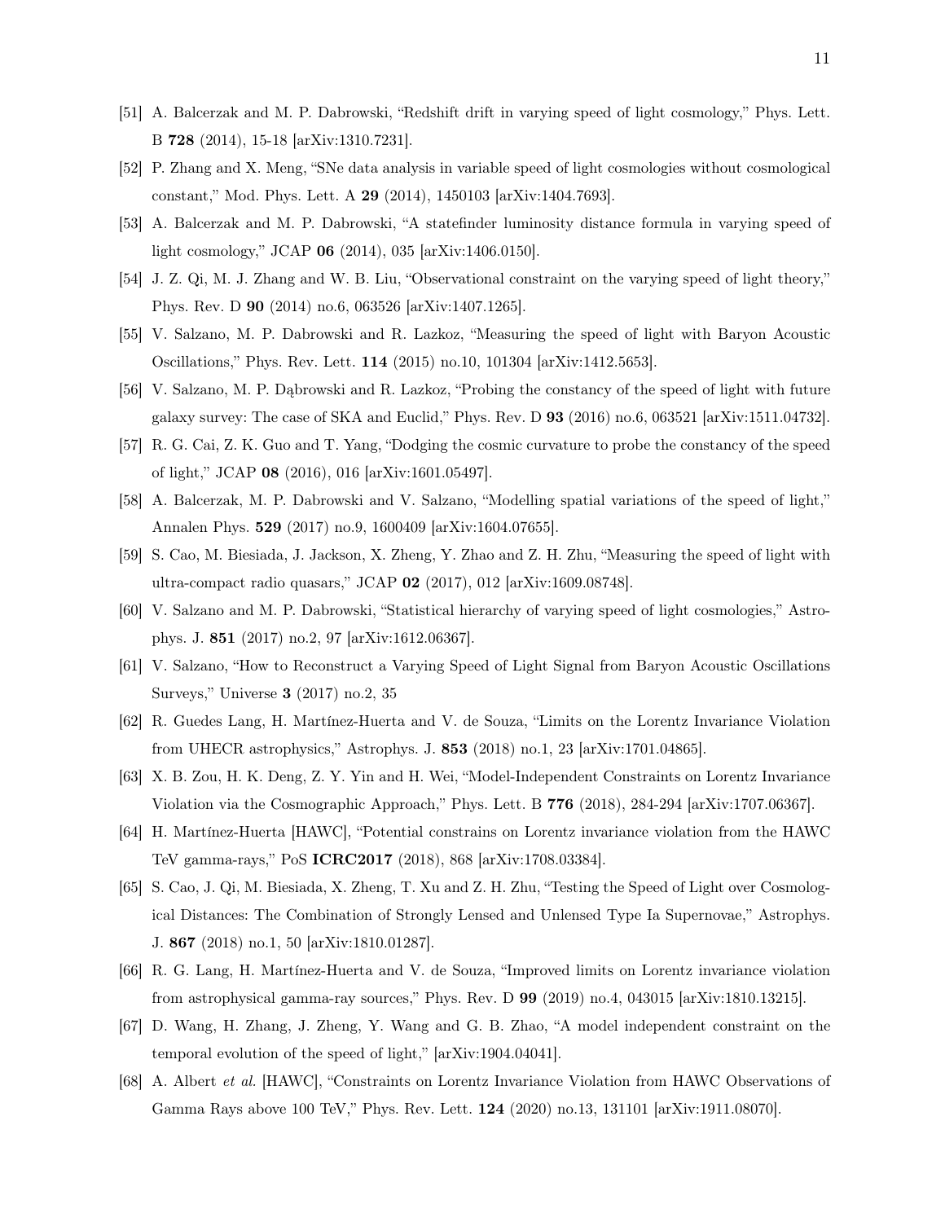[51] A. Balcerzak and M. P. Dabrowski, "Redshift drift in varying speed of light cosmology," Phys. Lett. B **728** (2014), 15-18 [arXiv:1310.7231].

[52] P. Zhang and X. Meng, "SNe data analysis in variable speed of light cosmologies without cosmological constant," Mod. Phys. Lett. A **29** (2014), 1450103 [arXiv:1404.7693].

[53] A. Balcerzak and M. P. Dabrowski, "A statefinder luminosity distance formula in varying speed of light cosmology," JCAP **06** (2014), 035 [arXiv:1406.0150].

[54] J. Z. Qi, M. J. Zhang and W. B. Liu, "Observational constraint on the varying speed of light theory," Phys. Rev. D **90** (2014) no.6, 063526 [arXiv:1407.1265].

[55] V. Salzano, M. P. Dabrowski and R. Lazkoz, "Measuring the speed of light with Baryon Acoustic Oscillations," Phys. Rev. Lett. **114** (2015) no.10, 101304 [arXiv:1412.5653].

[56] V. Salzano, M. P. Dąbrowski and R. Lazkoz, "Probing the constancy of the speed of light with future galaxy survey: The case of SKA and Euclid," Phys. Rev. D **93** (2016) no.6, 063521 [arXiv:1511.04732].

[57] R. G. Cai, Z. K. Guo and T. Yang, "Dodging the cosmic curvature to probe the constancy of the speed of light," JCAP **08** (2016), 016 [arXiv:1601.05497].

[58] A. Balcerzak, M. P. Dabrowski and V. Salzano, "Modelling spatial variations of the speed of light," Annalen Phys. **529** (2017) no.9, 1600409 [arXiv:1604.07655].

[59] S. Cao, M. Biesiada, J. Jackson, X. Zheng, Y. Zhao and Z. H. Zhu, "Measuring the speed of light with ultra-compact radio quasars," JCAP **02** (2017), 012 [arXiv:1609.08748].

[60] V. Salzano and M. P. Dabrowski, "Statistical hierarchy of varying speed of light cosmologies," Astrophys. J. **851** (2017) no.2, 97 [arXiv:1612.06367].

[61] V. Salzano, "How to Reconstruct a Varying Speed of Light Signal from Baryon Acoustic Oscillations Surveys," Universe **3** (2017) no.2, 35

[62] R. Guedes Lang, H. Martínez-Huerta and V. de Souza, "Limits on the Lorentz Invariance Violation from UHECR astrophysics," Astrophys. J. **853** (2018) no.1, 23 [arXiv:1701.04865].

[63] X. B. Zou, H. K. Deng, Z. Y. Yin and H. Wei, "Model-Independent Constraints on Lorentz Invariance Violation via the Cosmographic Approach," Phys. Lett. B **776** (2018), 284-294 [arXiv:1707.06367].

[64] H. Martínez-Huerta [HAWC], "Potential constrains on Lorentz invariance violation from the HAWC TeV gamma-rays," PoS **ICRC2017** (2018), 868 [arXiv:1708.03384].

[65] S. Cao, J. Qi, M. Biesiada, X. Zheng, T. Xu and Z. H. Zhu, "Testing the Speed of Light over Cosmological Distances: The Combination of Strongly Lensed and Unlensed Type Ia Supernovae," Astrophys. J. **867** (2018) no.1, 50 [arXiv:1810.01287].

[66] R. G. Lang, H. Martínez-Huerta and V. de Souza, "Improved limits on Lorentz invariance violation from astrophysical gamma-ray sources," Phys. Rev. D **99** (2019) no.4, 043015 [arXiv:1810.13215].

[67] D. Wang, H. Zhang, J. Zheng, Y. Wang and G. B. Zhao, "A model independent constraint on the temporal evolution of the speed of light," [arXiv:1904.04041].

[68] A. Albert *et al.* [HAWC], "Constraints on Lorentz Invariance Violation from HAWC Observations of Gamma Rays above 100 TeV," Phys. Rev. Lett. **124** (2020) no.13, 131101 [arXiv:1911.08070].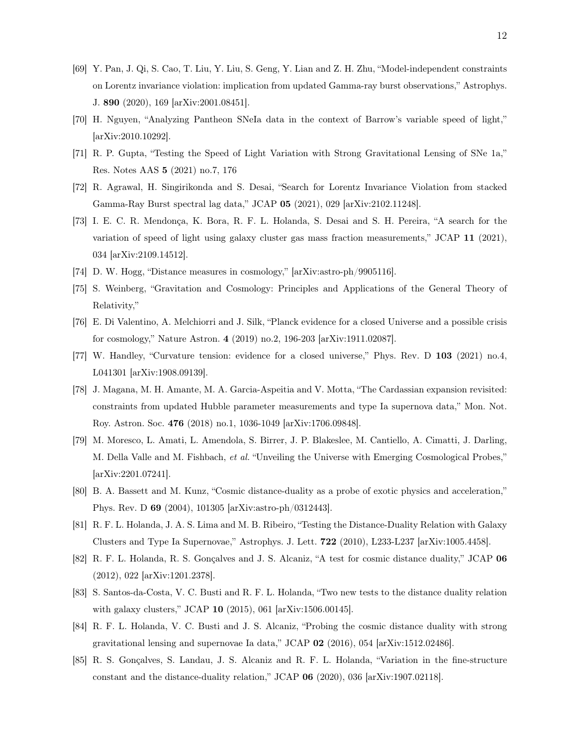[69] Y. Pan, J. Qi, S. Cao, T. Liu, Y. Liu, S. Geng, Y. Lian and Z. H. Zhu, "Model-independent constraints on Lorentz invariance violation: implication from updated Gamma-ray burst observations," Astrophys. J. **890** (2020), 169 [arXiv:2001.08451].

[70] H. Nguyen, "Analyzing Pantheon SNeIa data in the context of Barrow's variable speed of light," [arXiv:2010.10292].

[71] R. P. Gupta, "Testing the Speed of Light Variation with Strong Gravitational Lensing of SNe 1a," Res. Notes AAS **5** (2021) no.7, 176

[72] R. Agrawal, H. Singirikonda and S. Desai, "Search for Lorentz Invariance Violation from stacked Gamma-Ray Burst spectral lag data," JCAP **05** (2021), 029 [arXiv:2102.11248].

[73] I. E. C. R. Mendonça, K. Bora, R. F. L. Holanda, S. Desai and S. H. Pereira, "A search for the variation of speed of light using galaxy cluster gas mass fraction measurements," JCAP **11** (2021), 034 [arXiv:2109.14512].

[74] D. W. Hogg, "Distance measures in cosmology," [arXiv:astro-ph/9905116].

[75] S. Weinberg, "Gravitation and Cosmology: Principles and Applications of the General Theory of Relativity,"

[76] E. Di Valentino, A. Melchiorri and J. Silk, "Planck evidence for a closed Universe and a possible crisis for cosmology," Nature Astron. **4** (2019) no.2, 196-203 [arXiv:1911.02087].

[77] W. Handley, "Curvature tension: evidence for a closed universe," Phys. Rev. D **103** (2021) no.4, L041301 [arXiv:1908.09139].

[78] J. Magana, M. H. Amante, M. A. Garcia-Aspeitia and V. Motta, "The Cardassian expansion revisited: constraints from updated Hubble parameter measurements and type Ia supernova data," Mon. Not. Roy. Astron. Soc. **476** (2018) no.1, 1036-1049 [arXiv:1706.09848].

[79] M. Moresco, L. Amati, L. Amendola, S. Birrer, J. P. Blakeslee, M. Cantiello, A. Cimatti, J. Darling, M. Della Valle and M. Fishbach, *et al.* "Unveiling the Universe with Emerging Cosmological Probes," [arXiv:2201.07241].

[80] B. A. Bassett and M. Kunz, "Cosmic distance-duality as a probe of exotic physics and acceleration," Phys. Rev. D **69** (2004), 101305 [arXiv:astro-ph/0312443].

[81] R. F. L. Holanda, J. A. S. Lima and M. B. Ribeiro, "Testing the Distance-Duality Relation with Galaxy Clusters and Type Ia Supernovae," Astrophys. J. Lett. **722** (2010), L233-L237 [arXiv:1005.4458].

[82] R. F. L. Holanda, R. S. Gonçalves and J. S. Alcaniz, "A test for cosmic distance duality," JCAP **06** (2012), 022 [arXiv:1201.2378].

[83] S. Santos-da-Costa, V. C. Busti and R. F. L. Holanda, "Two new tests to the distance duality relation with galaxy clusters," JCAP **10** (2015), 061 [arXiv:1506.00145].

[84] R. F. L. Holanda, V. C. Busti and J. S. Alcaniz, "Probing the cosmic distance duality with strong gravitational lensing and supernovae Ia data," JCAP **02** (2016), 054 [arXiv:1512.02486].

[85] R. S. Gonçalves, S. Landau, J. S. Alcaniz and R. F. L. Holanda, "Variation in the fine-structure constant and the distance-duality relation," JCAP **06** (2020), 036 [arXiv:1907.02118].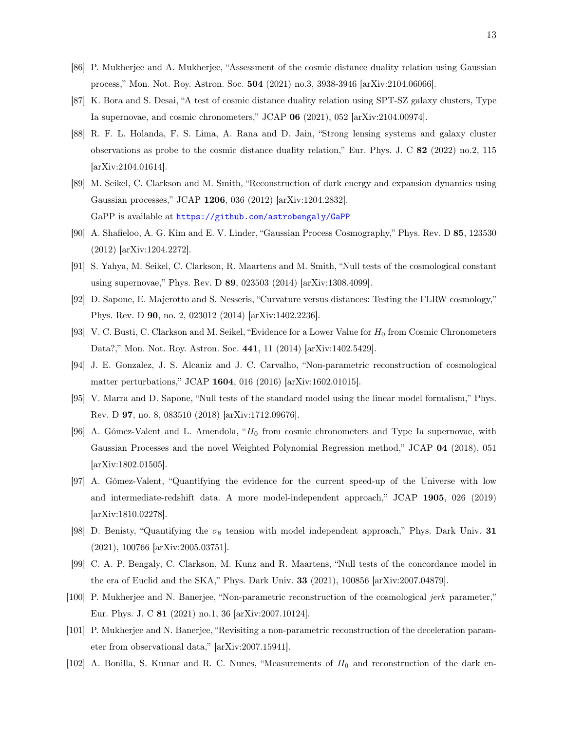[86] P. Mukherjee and A. Mukherjee, "Assessment of the cosmic distance duality relation using Gaussian process," Mon. Not. Roy. Astron. Soc. **504** (2021) no.3, 3938-3946 [arXiv:2104.06066].

[87] K. Bora and S. Desai, "A test of cosmic distance duality relation using SPT-SZ galaxy clusters, Type Ia supernovae, and cosmic chronometers," JCAP **06** (2021), 052 [arXiv:2104.00974].

[88] R. F. L. Holanda, F. S. Lima, A. Rana and D. Jain, "Strong lensing systems and galaxy cluster observations as probe to the cosmic distance duality relation," Eur. Phys. J. C **82** (2022) no.2, 115 [arXiv:2104.01614].

[89] M. Seikel, C. Clarkson and M. Smith, "Reconstruction of dark energy and expansion dynamics using Gaussian processes," JCAP **1206**, 036 (2012) [arXiv:1204.2832].
GaPP is available at https://github.com/astrobengaly/GaPP

[90] A. Shafieloo, A. G. Kim and E. V. Linder, "Gaussian Process Cosmography," Phys. Rev. D **85**, 123530 (2012) [arXiv:1204.2272].

[91] S. Yahya, M. Seikel, C. Clarkson, R. Maartens and M. Smith, "Null tests of the cosmological constant using supernovae," Phys. Rev. D **89**, 023503 (2014) [arXiv:1308.4099].

[92] D. Sapone, E. Majerotto and S. Nesseris, "Curvature versus distances: Testing the FLRW cosmology," Phys. Rev. D **90**, no. 2, 023012 (2014) [arXiv:1402.2236].

[93] V. C. Busti, C. Clarkson and M. Seikel, "Evidence for a Lower Value for $H_0$ from Cosmic Chronometers Data?," Mon. Not. Roy. Astron. Soc. **441**, 11 (2014) [arXiv:1402.5429].

[94] J. E. Gonzalez, J. S. Alcaniz and J. C. Carvalho, "Non-parametric reconstruction of cosmological matter perturbations," JCAP **1604**, 016 (2016) [arXiv:1602.01015].

[95] V. Marra and D. Sapone, "Null tests of the standard model using the linear model formalism," Phys. Rev. D **97**, no. 8, 083510 (2018) [arXiv:1712.09676].

[96] A. Gómez-Valent and L. Amendola, "$H_0$ from cosmic chronometers and Type Ia supernovae, with Gaussian Processes and the novel Weighted Polynomial Regression method," JCAP **04** (2018), 051 [arXiv:1802.01505].

[97] A. Gómez-Valent, "Quantifying the evidence for the current speed-up of the Universe with low and intermediate-redshift data. A more model-independent approach," JCAP **1905**, 026 (2019) [arXiv:1810.02278].

[98] D. Benisty, "Quantifying the $\sigma_8$ tension with model independent approach," Phys. Dark Univ. **31** (2021), 100766 [arXiv:2005.03751].

[99] C. A. P. Bengaly, C. Clarkson, M. Kunz and R. Maartens, "Null tests of the concordance model in the era of Euclid and the SKA," Phys. Dark Univ. **33** (2021), 100856 [arXiv:2007.04879].

[100] P. Mukherjee and N. Banerjee, "Non-parametric reconstruction of the cosmological *jerk* parameter," Eur. Phys. J. C **81** (2021) no.1, 36 [arXiv:2007.10124].

[101] P. Mukherjee and N. Banerjee, "Revisiting a non-parametric reconstruction of the deceleration parameter from observational data," [arXiv:2007.15941].

[102] A. Bonilla, S. Kumar and R. C. Nunes, "Measurements of $H_0$ and reconstruction of the dark en-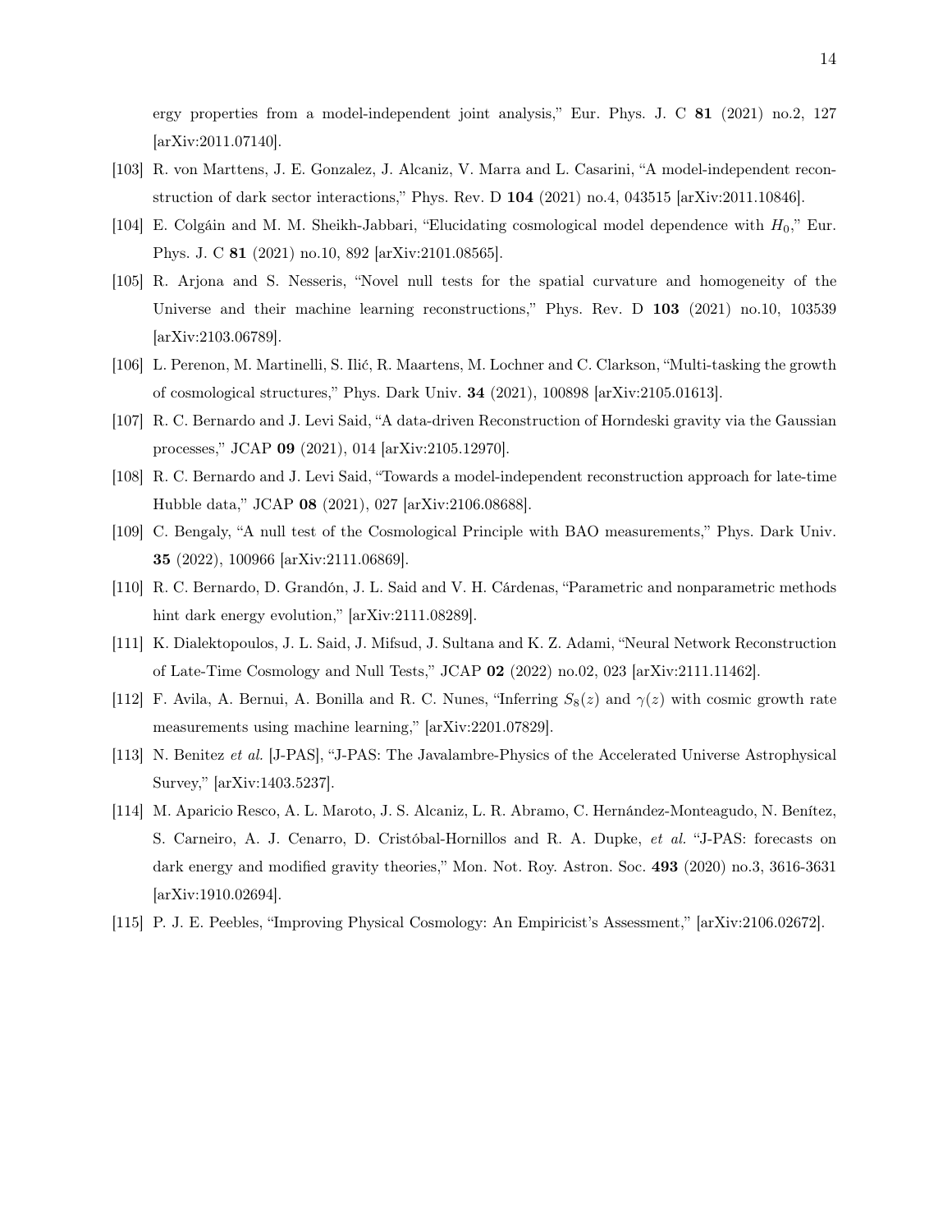ergy properties from a model-independent joint analysis," Eur. Phys. J. C **81** (2021) no.2, 127 [arXiv:2011.07140].

[103] R. von Marttens, J. E. Gonzalez, J. Alcaniz, V. Marra and L. Casarini, "A model-independent reconstruction of dark sector interactions," Phys. Rev. D **104** (2021) no.4, 043515 [arXiv:2011.10846].

[104] E. Colgáin and M. M. Sheikh-Jabbari, "Elucidating cosmological model dependence with $H_0$," Eur. Phys. J. C **81** (2021) no.10, 892 [arXiv:2101.08565].

[105] R. Arjona and S. Nesseris, "Novel null tests for the spatial curvature and homogeneity of the Universe and their machine learning reconstructions," Phys. Rev. D **103** (2021) no.10, 103539 [arXiv:2103.06789].

[106] L. Perenon, M. Martinelli, S. Ilić, R. Maartens, M. Lochner and C. Clarkson, "Multi-tasking the growth of cosmological structures," Phys. Dark Univ. **34** (2021), 100898 [arXiv:2105.01613].

[107] R. C. Bernardo and J. Levi Said, "A data-driven Reconstruction of Horndeski gravity via the Gaussian processes," JCAP **09** (2021), 014 [arXiv:2105.12970].

[108] R. C. Bernardo and J. Levi Said, "Towards a model-independent reconstruction approach for late-time Hubble data," JCAP **08** (2021), 027 [arXiv:2106.08688].

[109] C. Bengaly, "A null test of the Cosmological Principle with BAO measurements," Phys. Dark Univ. **35** (2022), 100966 [arXiv:2111.06869].

[110] R. C. Bernardo, D. Grandón, J. L. Said and V. H. Cárdenas, "Parametric and nonparametric methods hint dark energy evolution," [arXiv:2111.08289].

[111] K. Dialektopoulos, J. L. Said, J. Mifsud, J. Sultana and K. Z. Adami, "Neural Network Reconstruction of Late-Time Cosmology and Null Tests," JCAP **02** (2022) no.02, 023 [arXiv:2111.11462].

[112] F. Avila, A. Bernui, A. Bonilla and R. C. Nunes, "Inferring $S_8(z)$ and $\gamma(z)$ with cosmic growth rate measurements using machine learning," [arXiv:2201.07829].

[113] N. Benitez *et al.* [J-PAS], "J-PAS: The Javalambre-Physics of the Accelerated Universe Astrophysical Survey," [arXiv:1403.5237].

[114] M. Aparicio Resco, A. L. Maroto, J. S. Alcaniz, L. R. Abramo, C. Hernández-Monteagudo, N. Benítez, S. Carneiro, A. J. Cenarro, D. Cristóbal-Hornillos and R. A. Dupke, *et al.* "J-PAS: forecasts on dark energy and modified gravity theories," Mon. Not. Roy. Astron. Soc. **493** (2020) no.3, 3616-3631 [arXiv:1910.02694].

[115] P. J. E. Peebles, "Improving Physical Cosmology: An Empiricist's Assessment," [arXiv:2106.02672].